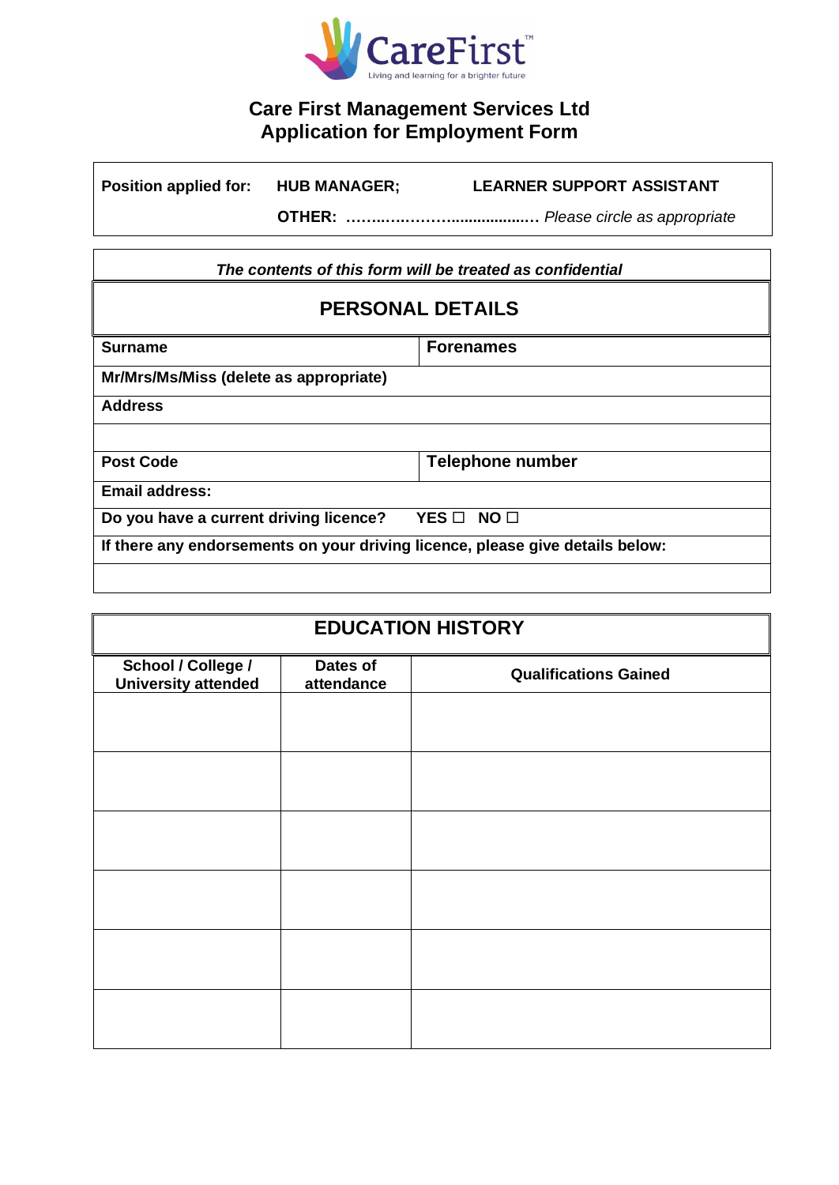CareFirst
Living and learning for a brighter future

# Care First Management Services Ltd
# Application for Employment Form

| **Position applied for:** | **HUB MANAGER;** | **LEARNER SUPPORT ASSISTANT** |
|---|---|---|
| | **OTHER:** ………………….................… | *Please circle as appropriate* |

***The contents of this form will be treated as confidential***

## PERSONAL DETAILS

| **Surname** | **Forenames** |
|---|---|
| **Mr/Mrs/Ms/Miss (delete as appropriate)** | |
| **Address** | |
| | |
| **Post Code** | **Telephone number** |
| **Email address:** | |
| **Do you have a current driving licence?** YES ☐ NO ☐ | |
| **If there any endorsements on your driving licence, please give details below:** | |
| | |

## EDUCATION HISTORY

| School / College / University attended | Dates of attendance | Qualifications Gained |
|---|---|---|
| | | |
| | | |
| | | |
| | | |
| | | |
| | | |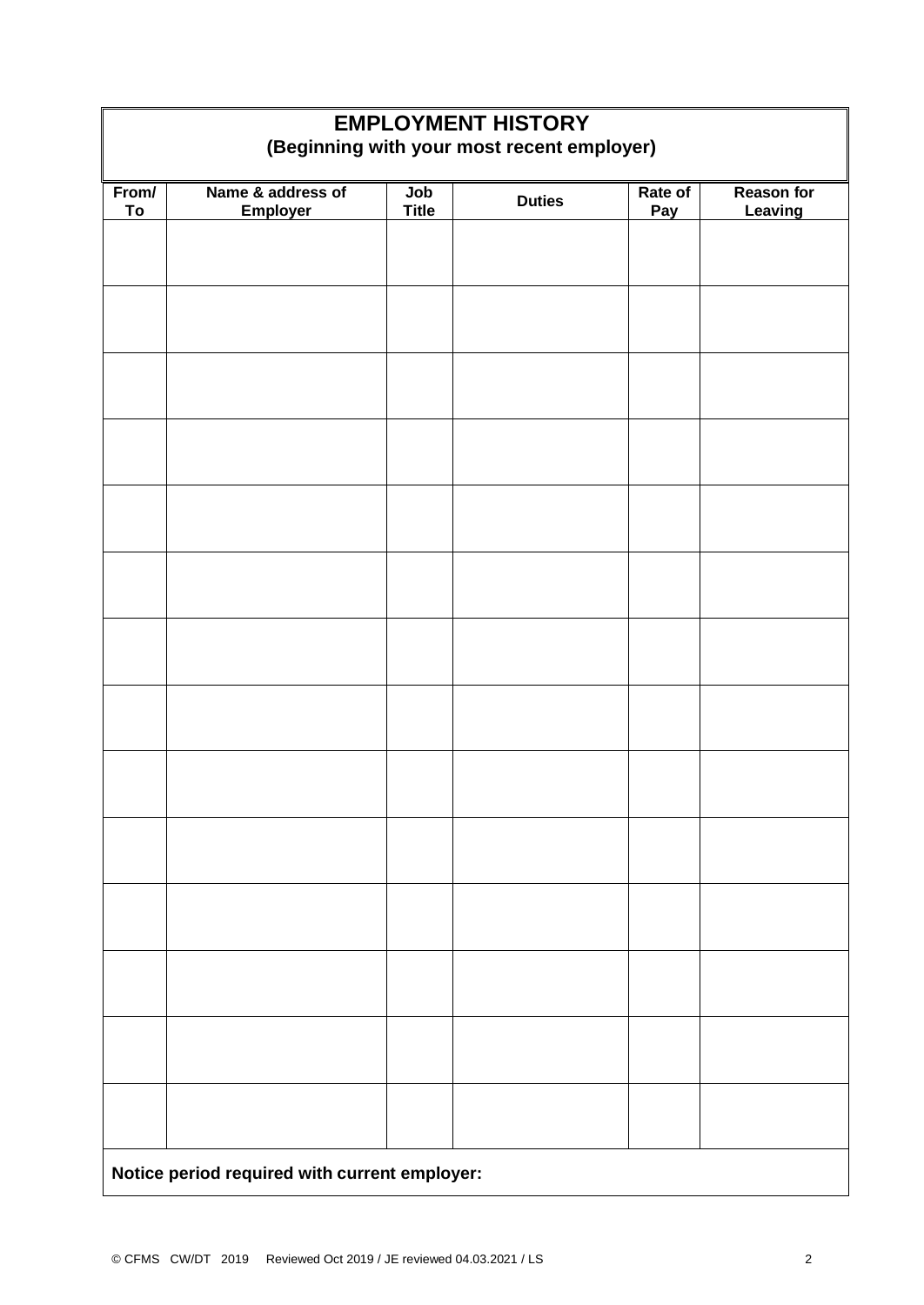## EMPLOYMENT HISTORY

**(Beginning with your most recent employer)**

| From/ To | Name & address of Employer | Job Title | Duties | Rate of Pay | Reason for Leaving |
|---|---|---|---|---|---|
| | | | | | |
| | | | | | |
| | | | | | |
| | | | | | |
| | | | | | |
| | | | | | |
| | | | | | |
| | | | | | |
| | | | | | |
| | | | | | |
| | | | | | |
| | | | | | |
| | | | | | |
| | | | | | |

**Notice period required with current employer:**

© CFMS CW/DT 2019 Reviewed Oct 2019 / JE reviewed 04.03.2021 / LS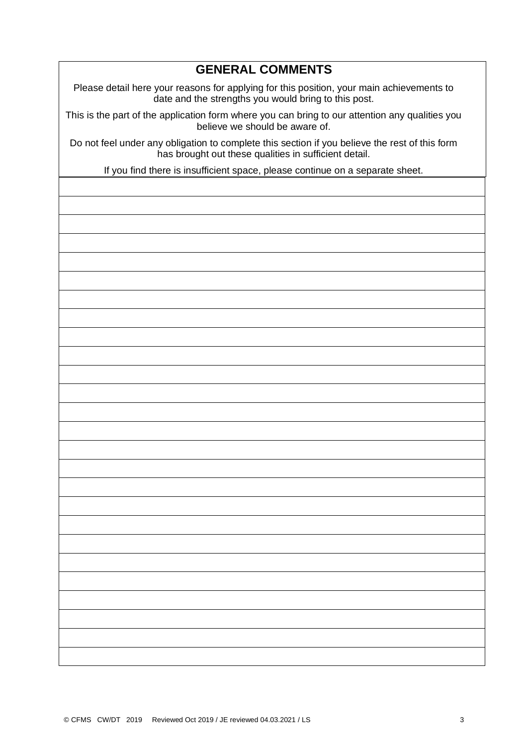## GENERAL COMMENTS

Please detail here your reasons for applying for this position, your main achievements to date and the strengths you would bring to this post.

This is the part of the application form where you can bring to our attention any qualities you believe we should be aware of.

Do not feel under any obligation to complete this section if you believe the rest of this form has brought out these qualities in sufficient detail.

If you find there is insufficient space, please continue on a separate sheet.

| |
|---|
| |
| |
| |
| |
| |
| |
| |
| |
| |
| |
| |
| |
| |
| |
| |
| |
| |
| |
| |
| |
| |
| |
| |
| |
| |

© CFMS CW/DT 2019 Reviewed Oct 2019 / JE reviewed 04.03.2021 / LS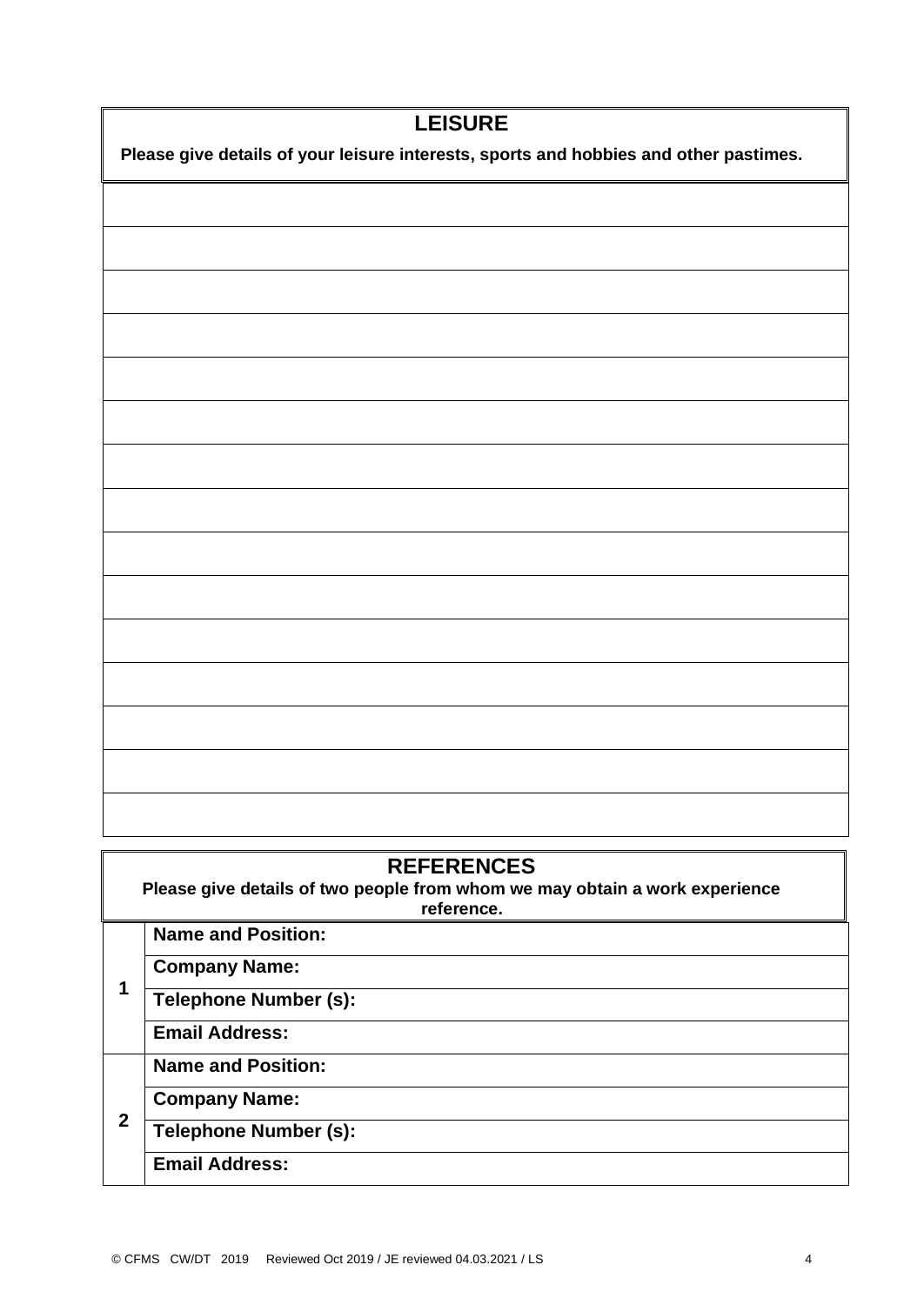## LEISURE

**Please give details of your leisure interests, sports and hobbies and other pastimes.**

| |
|---|
| |
| |
| |
| |
| |
| |
| |
| |
| |
| |
| |
| |
| |
| |
| |

## REFERENCES

**Please give details of two people from whom we may obtain a work experience reference.**

| | |
|---|---|
| **1** | **Name and Position:** |
| | **Company Name:** |
| | **Telephone Number (s):** |
| | **Email Address:** |
| **2** | **Name and Position:** |
| | **Company Name:** |
| | **Telephone Number (s):** |
| | **Email Address:** |

© CFMS CW/DT 2019 Reviewed Oct 2019 / JE reviewed 04.03.2021 / LS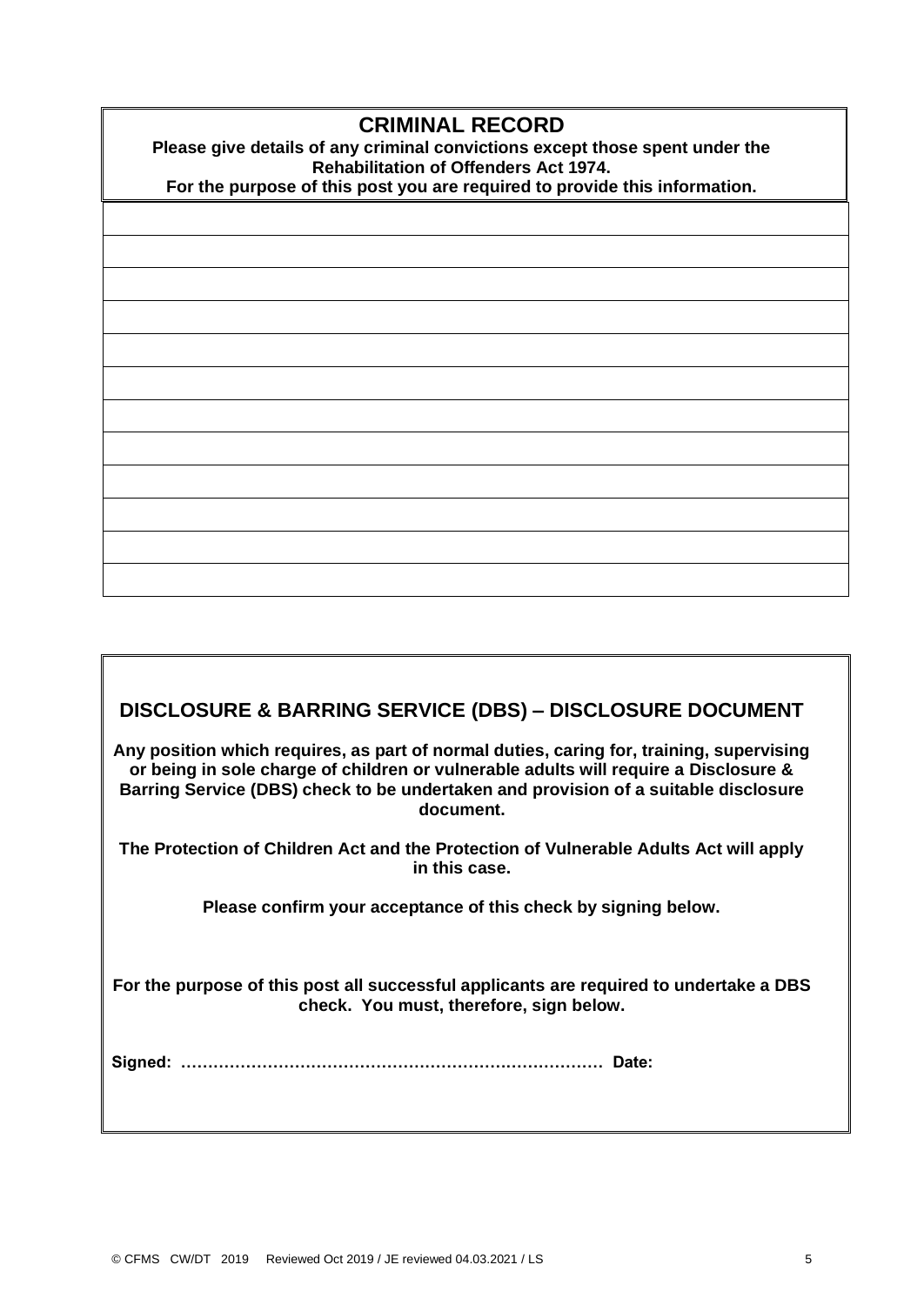## CRIMINAL RECORD

**Please give details of any criminal convictions except those spent under the Rehabilitation of Offenders Act 1974.**

**For the purpose of this post you are required to provide this information.**

|  |
|---|
|  |
|  |
|  |
|  |
|  |
|  |
|  |
|  |
|  |
|  |
|  |
|  |

## DISCLOSURE & BARRING SERVICE (DBS) – DISCLOSURE DOCUMENT

**Any position which requires, as part of normal duties, caring for, training, supervising or being in sole charge of children or vulnerable adults will require a Disclosure & Barring Service (DBS) check to be undertaken and provision of a suitable disclosure document.**

**The Protection of Children Act and the Protection of Vulnerable Adults Act will apply in this case.**

**Please confirm your acceptance of this check by signing below.**

**For the purpose of this post all successful applicants are required to undertake a DBS check. You must, therefore, sign below.**

**Signed: …………………………………………………………………… Date:**

© CFMS CW/DT 2019 Reviewed Oct 2019 / JE reviewed 04.03.2021 / LS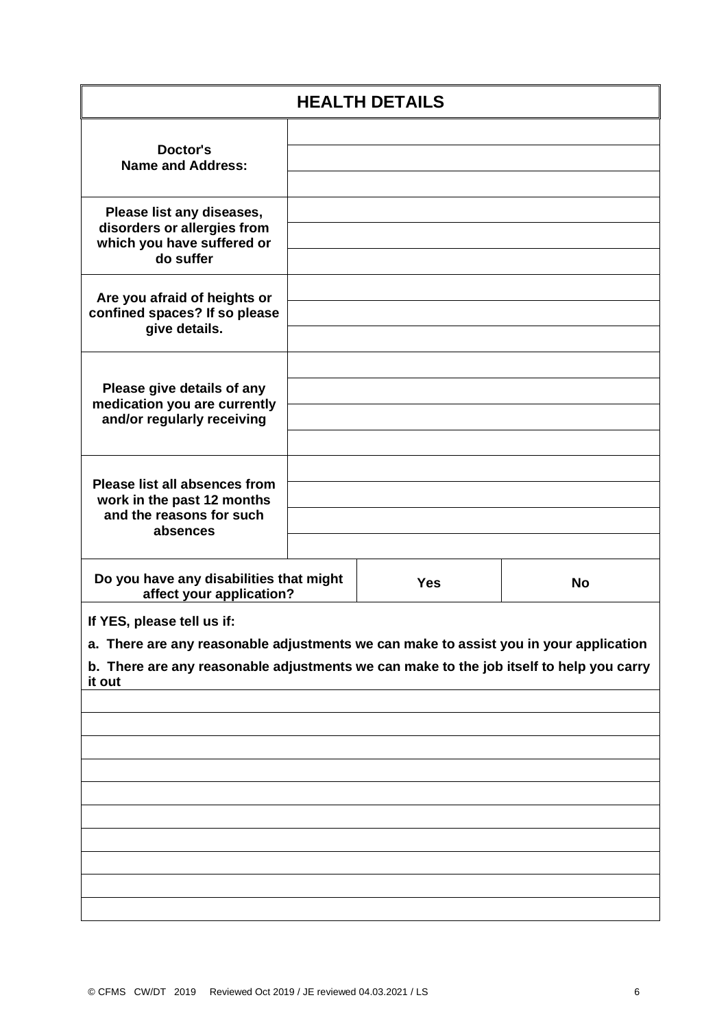## HEALTH DETAILS

| | |
|---|---|
| **Doctor's Name and Address:** | |
| **Please list any diseases, disorders or allergies from which you have suffered or do suffer** | |
| **Are you afraid of heights or confined spaces? If so please give details.** | |
| **Please give details of any medication you are currently and/or regularly receiving** | |
| **Please list all absences from work in the past 12 months and the reasons for such absences** | |

| | | |
|---|---|---|
| **Do you have any disabilities that might affect your application?** | **Yes** | **No** |

**If YES, please tell us if:**

**a. There are any reasonable adjustments we can make to assist you in your application**

**b. There are any reasonable adjustments we can make to the job itself to help you carry it out**

© CFMS CW/DT 2019 Reviewed Oct 2019 / JE reviewed 04.03.2021 / LS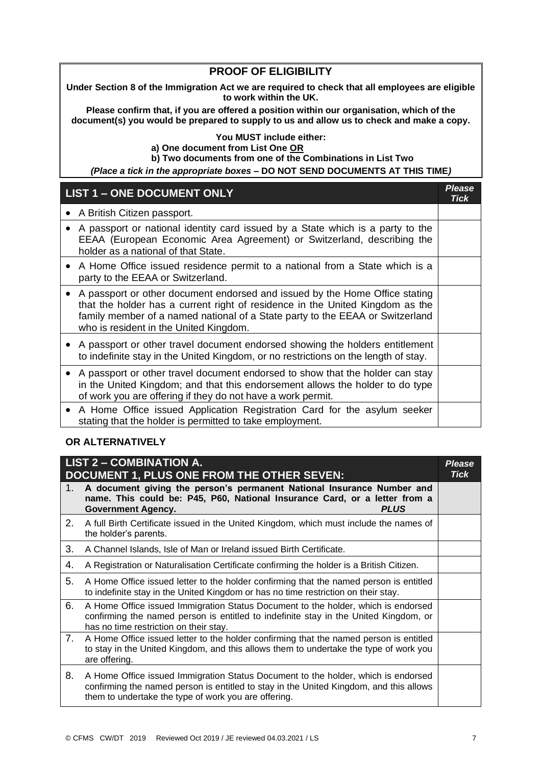## PROOF OF ELIGIBILITY

**Under Section 8 of the Immigration Act we are required to check that all employees are eligible to work within the UK.**

**Please confirm that, if you are offered a position within our organisation, which of the document(s) you would be prepared to supply to us and allow us to check and make a copy.**

**You MUST include either:**

**a) One document from List One OR**

**b) Two documents from one of the Combinations in List Two**

***(Place a tick in the appropriate boxes* – DO NOT SEND DOCUMENTS AT THIS TIME*)***

| LIST 1 – ONE DOCUMENT ONLY | *Please Tick* |
|---|---|
| • A British Citizen passport. | |
| • A passport or national identity card issued by a State which is a party to the EEAA (European Economic Area Agreement) or Switzerland, describing the holder as a national of that State. | |
| • A Home Office issued residence permit to a national from a State which is a party to the EEAA or Switzerland. | |
| • A passport or other document endorsed and issued by the Home Office stating that the holder has a current right of residence in the United Kingdom as the family member of a named national of a State party to the EEAA or Switzerland who is resident in the United Kingdom. | |
| • A passport or other travel document endorsed showing the holders entitlement to indefinite stay in the United Kingdom, or no restrictions on the length of stay. | |
| • A passport or other travel document endorsed to show that the holder can stay in the United Kingdom; and that this endorsement allows the holder to do type of work you are offering if they do not have a work permit. | |
| • A Home Office issued Application Registration Card for the asylum seeker stating that the holder is permitted to take employment. | |

**OR ALTERNATIVELY**

| LIST 2 – COMBINATION A. DOCUMENT 1, PLUS ONE FROM THE OTHER SEVEN: | *Please Tick* |
|---|---|
| 1. **A document giving the person's permanent National Insurance Number and name. This could be: P45, P60, National Insurance Card, or a letter from a Government Agency.** ***PLUS*** | |
| 2. A full Birth Certificate issued in the United Kingdom, which must include the names of the holder's parents. | |
| 3. A Channel Islands, Isle of Man or Ireland issued Birth Certificate. | |
| 4. A Registration or Naturalisation Certificate confirming the holder is a British Citizen. | |
| 5. A Home Office issued letter to the holder confirming that the named person is entitled to indefinite stay in the United Kingdom or has no time restriction on their stay. | |
| 6. A Home Office issued Immigration Status Document to the holder, which is endorsed confirming the named person is entitled to indefinite stay in the United Kingdom, or has no time restriction on their stay. | |
| 7. A Home Office issued letter to the holder confirming that the named person is entitled to stay in the United Kingdom, and this allows them to undertake the type of work you are offering. | |
| 8. A Home Office issued Immigration Status Document to the holder, which is endorsed confirming the named person is entitled to stay in the United Kingdom, and this allows them to undertake the type of work you are offering. | |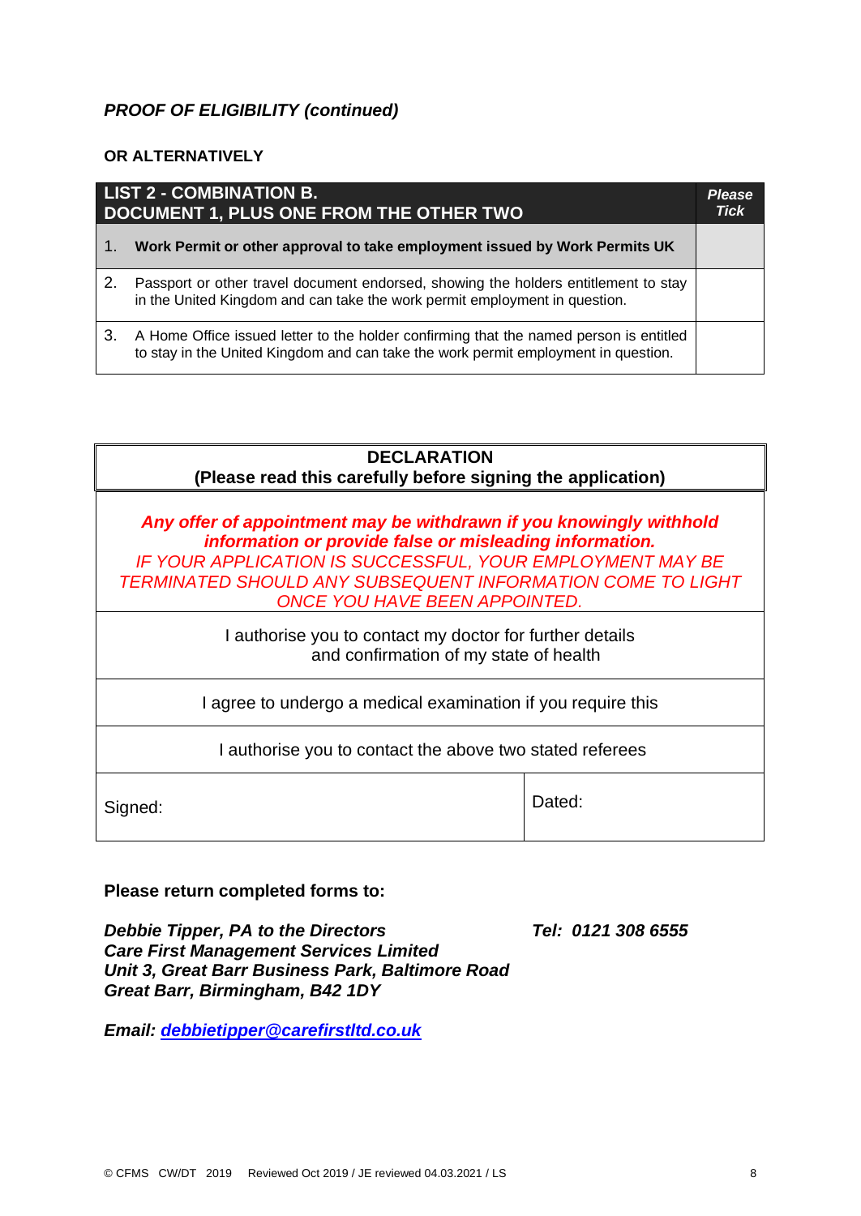***PROOF OF ELIGIBILITY (continued)***

**OR ALTERNATIVELY**

| **LIST 2 - COMBINATION B. DOCUMENT 1, PLUS ONE FROM THE OTHER TWO** | | ***Please Tick*** |
|---|---|---|
| 1. | **Work Permit or other approval to take employment issued by Work Permits UK** | |
| 2. | Passport or other travel document endorsed, showing the holders entitlement to stay in the United Kingdom and can take the work permit employment in question. | |
| 3. | A Home Office issued letter to the holder confirming that the named person is entitled to stay in the United Kingdom and can take the work permit employment in question. | |

| **DECLARATION (Please read this carefully before signing the application)** | |
|---|---|
| ***Any offer of appointment may be withdrawn if you knowingly withhold information or provide false or misleading information.*** *IF YOUR APPLICATION IS SUCCESSFUL, YOUR EMPLOYMENT MAY BE TERMINATED SHOULD ANY SUBSEQUENT INFORMATION COME TO LIGHT ONCE YOU HAVE BEEN APPOINTED.* | |
| I authorise you to contact my doctor for further details and confirmation of my state of health | |
| I agree to undergo a medical examination if you require this | |
| I authorise you to contact the above two stated referees | |
| Signed: | Dated: |

**Please return completed forms to:**

***Debbie Tipper, PA to the Directors***
***Care First Management Services Limited***
***Unit 3, Great Barr Business Park, Baltimore Road***
***Great Barr, Birmingham, B42 1DY***

***Tel: 0121 308 6555***

***Email: [debbietipper@carefirstltd.co.uk](mailto:debbietipper@carefirstltd.co.uk)***

© CFMS CW/DT 2019 Reviewed Oct 2019 / JE reviewed 04.03.2021 / LS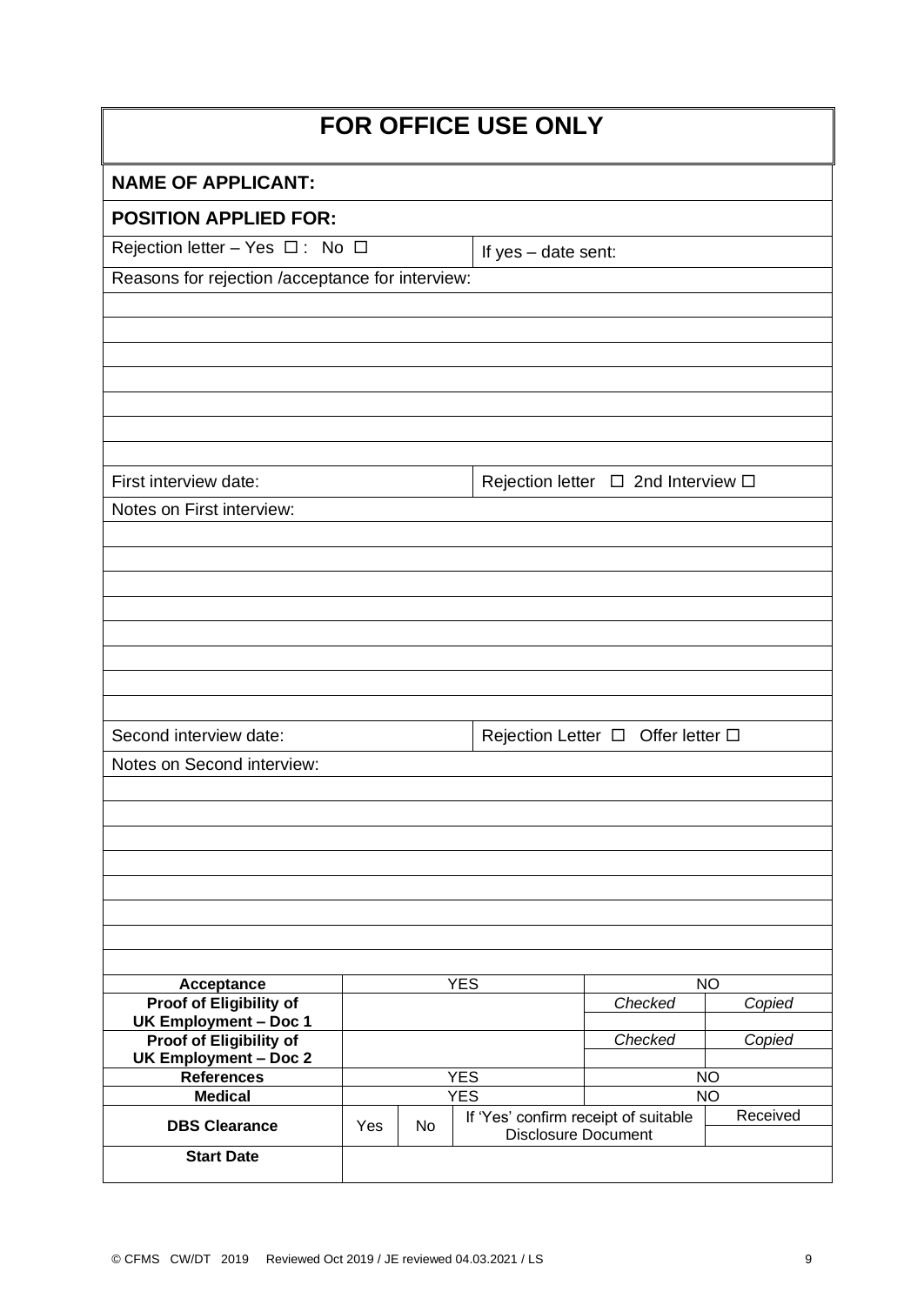# FOR OFFICE USE ONLY

**NAME OF APPLICANT:**

**POSITION APPLIED FOR:**

| | |
|---|---|
| Rejection letter – Yes ☐ : No ☐ | If yes – date sent: |

Reasons for rejection /acceptance for interview:

| | |
|---|---|
| First interview date: | Rejection letter ☐ 2nd Interview ☐ |

Notes on First interview:

| | |
|---|---|
| Second interview date: | Rejection Letter ☐ Offer letter ☐ |

Notes on Second interview:

| | | | | | |
|---|---|---|---|---|---|
| **Acceptance** | YES | | | NO | |
| **Proof of Eligibility of UK Employment – Doc 1** | | | | *Checked* | *Copied* |
| **Proof of Eligibility of UK Employment – Doc 2** | | | | *Checked* | *Copied* |
| **References** | YES | | | NO | |
| **Medical** | YES | | | NO | |
| **DBS Clearance** | Yes | No | If 'Yes' confirm receipt of suitable Disclosure Document | | Received |
| **Start Date** | | | | | |